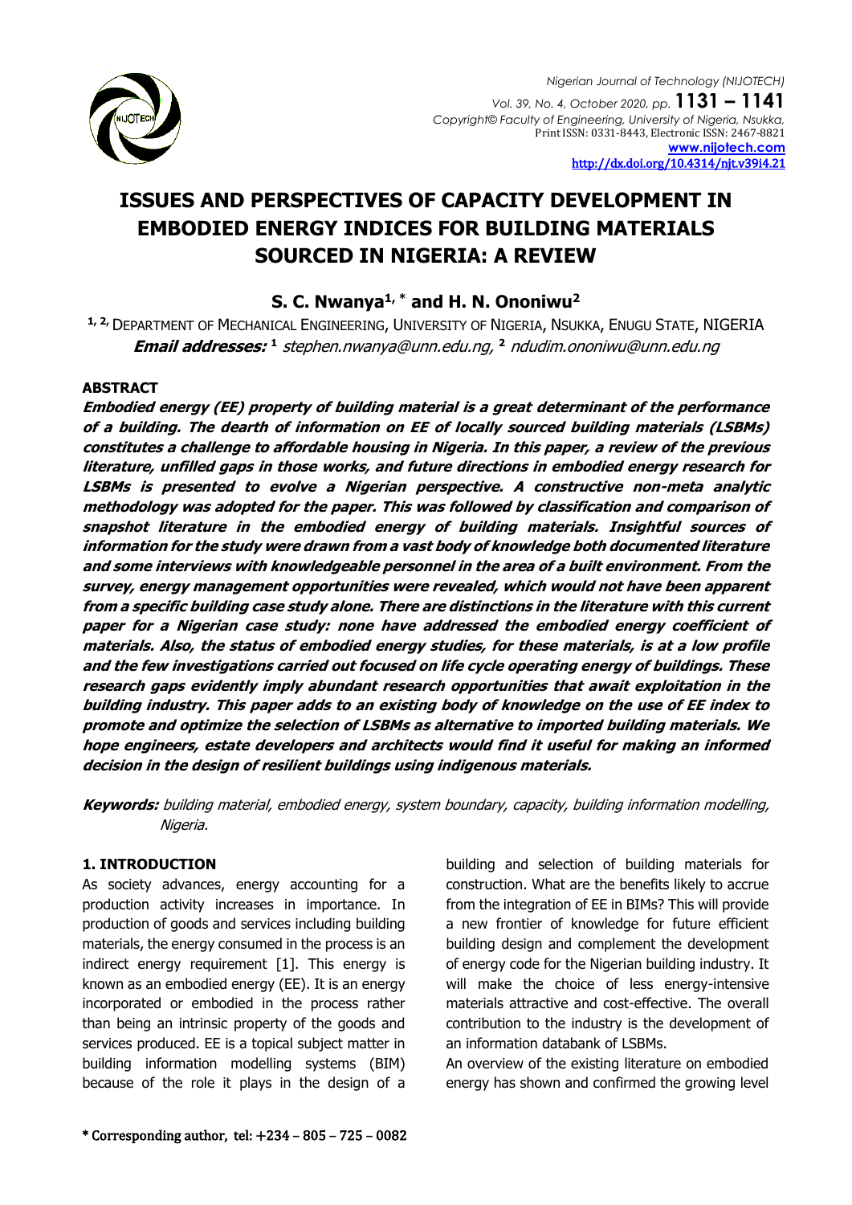# ISSUES AND PERSPECTIVES OF CAPACITY DEVELOPMENT IN EMBODIED ENERGY INDICES FOR BUILDING MATERIALS SOURCED IN NIGERIA: A REVIEW

**S. C. Nwanya[1,*] and H. N. Ononiwu[2]**

[1,2] DEPARTMENT OF MECHANICAL ENGINEERING, UNIVERSITY OF NIGERIA, NSUKKA, ENUGU STATE, NIGERIA

***Email addresses:*** [1] *stephen.nwanya@unn.edu.ng*, [2] *ndudim.ononiwu@unn.edu.ng*

## ABSTRACT

***Embodied energy (EE) property of building material is a great determinant of the performance of a building. The dearth of information on EE of locally sourced building materials (LSBMs) constitutes a challenge to affordable housing in Nigeria. In this paper, a review of the previous literature, unfilled gaps in those works, and future directions in embodied energy research for LSBMs is presented to evolve a Nigerian perspective. A constructive non-meta analytic methodology was adopted for the paper. This was followed by classification and comparison of snapshot literature in the embodied energy of building materials. Insightful sources of information for the study were drawn from a vast body of knowledge both documented literature and some interviews with knowledgeable personnel in the area of a built environment. From the survey, energy management opportunities were revealed, which would not have been apparent from a specific building case study alone. There are distinctions in the literature with this current paper for a Nigerian case study: none have addressed the embodied energy coefficient of materials. Also, the status of embodied energy studies, for these materials, is at a low profile and the few investigations carried out focused on life cycle operating energy of buildings. These research gaps evidently imply abundant research opportunities that await exploitation in the building industry. This paper adds to an existing body of knowledge on the use of EE index to promote and optimize the selection of LSBMs as alternative to imported building materials. We hope engineers, estate developers and architects would find it useful for making an informed decision in the design of resilient buildings using indigenous materials.***

***Keywords:*** *building material, embodied energy, system boundary, capacity, building information modelling, Nigeria.*

## 1. INTRODUCTION

As society advances, energy accounting for a production activity increases in importance. In production of goods and services including building materials, the energy consumed in the process is an indirect energy requirement [1]. This energy is known as an embodied energy (EE). It is an energy incorporated or embodied in the process rather than being an intrinsic property of the goods and services produced. EE is a topical subject matter in building information modelling systems (BIM) because of the role it plays in the design of a building and selection of building materials for construction. What are the benefits likely to accrue from the integration of EE in BIMs? This will provide a new frontier of knowledge for future efficient building design and complement the development of energy code for the Nigerian building industry. It will make the choice of less energy-intensive materials attractive and cost-effective. The overall contribution to the industry is the development of an information databank of LSBMs.

An overview of the existing literature on embodied energy has shown and confirmed the growing level

\* Corresponding author, tel: +234 – 805 – 725 – 0082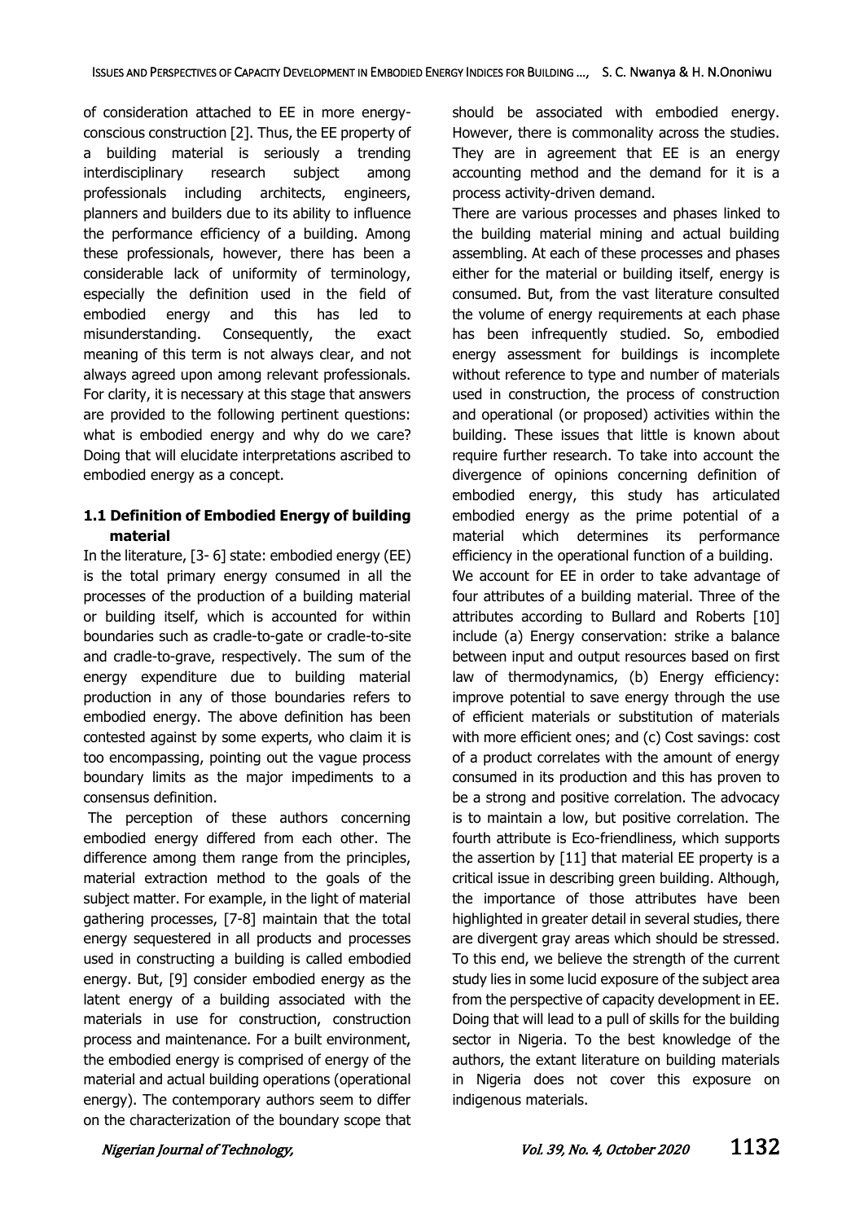of consideration attached to EE in more energy-conscious construction [2]. Thus, the EE property of a building material is seriously a trending interdisciplinary research subject among professionals including architects, engineers, planners and builders due to its ability to influence the performance efficiency of a building. Among these professionals, however, there has been a considerable lack of uniformity of terminology, especially the definition used in the field of embodied energy and this has led to misunderstanding. Consequently, the exact meaning of this term is not always clear, and not always agreed upon among relevant professionals. For clarity, it is necessary at this stage that answers are provided to the following pertinent questions: what is embodied energy and why do we care? Doing that will elucidate interpretations ascribed to embodied energy as a concept.

### 1.1 Definition of Embodied Energy of building material

In the literature, [3- 6] state: embodied energy (EE) is the total primary energy consumed in all the processes of the production of a building material or building itself, which is accounted for within boundaries such as cradle-to-gate or cradle-to-site and cradle-to-grave, respectively. The sum of the energy expenditure due to building material production in any of those boundaries refers to embodied energy. The above definition has been contested against by some experts, who claim it is too encompassing, pointing out the vague process boundary limits as the major impediments to a consensus definition.

The perception of these authors concerning embodied energy differed from each other. The difference among them range from the principles, material extraction method to the goals of the subject matter. For example, in the light of material gathering processes, [7-8] maintain that the total energy sequestered in all products and processes used in constructing a building is called embodied energy. But, [9] consider embodied energy as the latent energy of a building associated with the materials in use for construction, construction process and maintenance. For a built environment, the embodied energy is comprised of energy of the material and actual building operations (operational energy). The contemporary authors seem to differ on the characterization of the boundary scope that should be associated with embodied energy. However, there is commonality across the studies. They are in agreement that EE is an energy accounting method and the demand for it is a process activity-driven demand.

There are various processes and phases linked to the building material mining and actual building assembling. At each of these processes and phases either for the material or building itself, energy is consumed. But, from the vast literature consulted the volume of energy requirements at each phase has been infrequently studied. So, embodied energy assessment for buildings is incomplete without reference to type and number of materials used in construction, the process of construction and operational (or proposed) activities within the building. These issues that little is known about require further research. To take into account the divergence of opinions concerning definition of embodied energy, this study has articulated embodied energy as the prime potential of a material which determines its performance efficiency in the operational function of a building.

We account for EE in order to take advantage of four attributes of a building material. Three of the attributes according to Bullard and Roberts [10] include (a) Energy conservation: strike a balance between input and output resources based on first law of thermodynamics, (b) Energy efficiency: improve potential to save energy through the use of efficient materials or substitution of materials with more efficient ones; and (c) Cost savings: cost of a product correlates with the amount of energy consumed in its production and this has proven to be a strong and positive correlation. The advocacy is to maintain a low, but positive correlation. The fourth attribute is Eco-friendliness, which supports the assertion by [11] that material EE property is a critical issue in describing green building. Although, the importance of those attributes have been highlighted in greater detail in several studies, there are divergent gray areas which should be stressed. To this end, we believe the strength of the current study lies in some lucid exposure of the subject area from the perspective of capacity development in EE. Doing that will lead to a pull of skills for the building sector in Nigeria. To the best knowledge of the authors, the extant literature on building materials in Nigeria does not cover this exposure on indigenous materials.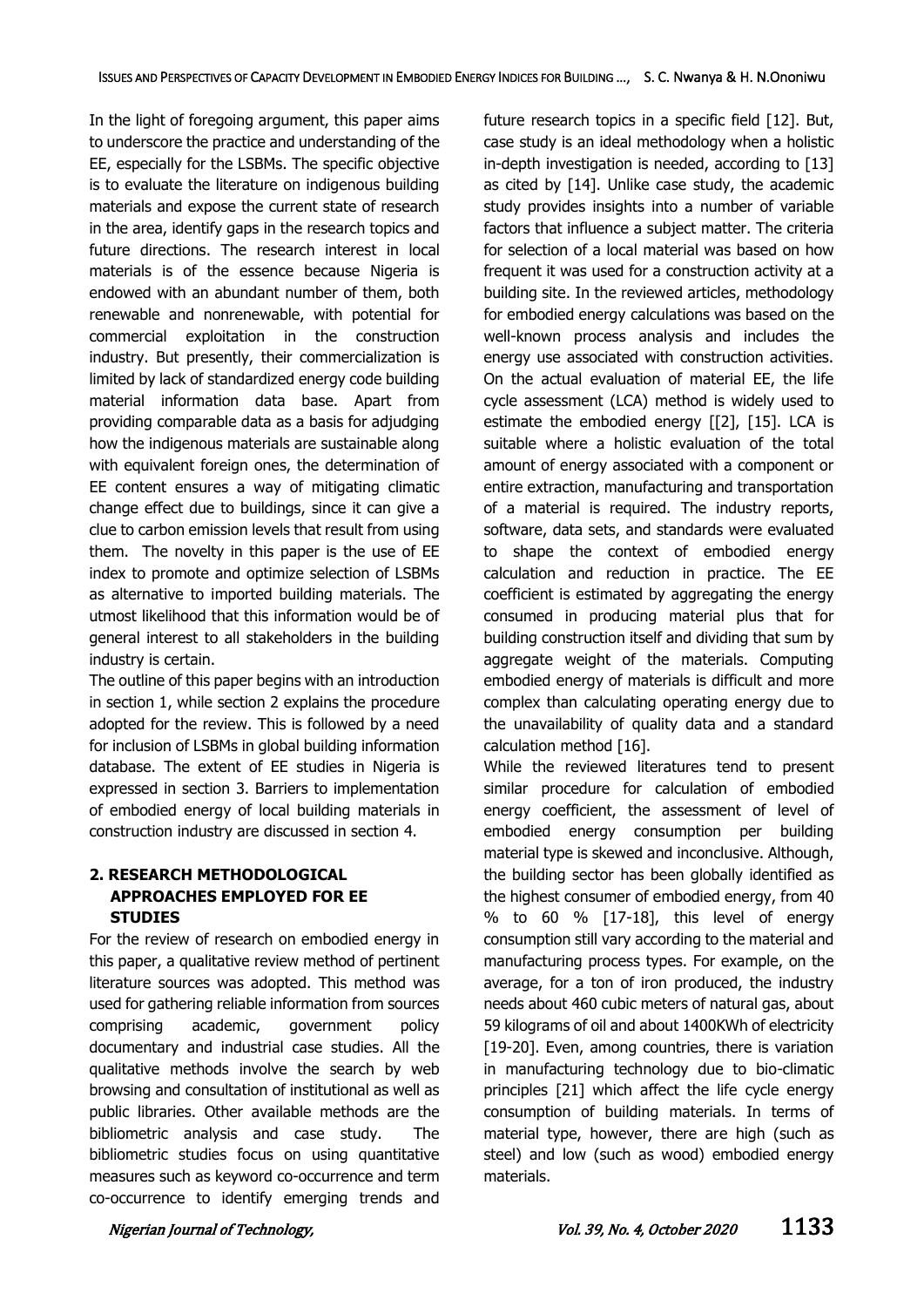In the light of foregoing argument, this paper aims to underscore the practice and understanding of the EE, especially for the LSBMs. The specific objective is to evaluate the literature on indigenous building materials and expose the current state of research in the area, identify gaps in the research topics and future directions. The research interest in local materials is of the essence because Nigeria is endowed with an abundant number of them, both renewable and nonrenewable, with potential for commercial exploitation in the construction industry. But presently, their commercialization is limited by lack of standardized energy code building material information data base. Apart from providing comparable data as a basis for adjudging how the indigenous materials are sustainable along with equivalent foreign ones, the determination of EE content ensures a way of mitigating climatic change effect due to buildings, since it can give a clue to carbon emission levels that result from using them. The novelty in this paper is the use of EE index to promote and optimize selection of LSBMs as alternative to imported building materials. The utmost likelihood that this information would be of general interest to all stakeholders in the building industry is certain.

The outline of this paper begins with an introduction in section 1, while section 2 explains the procedure adopted for the review. This is followed by a need for inclusion of LSBMs in global building information database. The extent of EE studies in Nigeria is expressed in section 3. Barriers to implementation of embodied energy of local building materials in construction industry are discussed in section 4.

## 2. RESEARCH METHODOLOGICAL APPROACHES EMPLOYED FOR EE STUDIES

For the review of research on embodied energy in this paper, a qualitative review method of pertinent literature sources was adopted. This method was used for gathering reliable information from sources comprising academic, government policy documentary and industrial case studies. All the qualitative methods involve the search by web browsing and consultation of institutional as well as public libraries. Other available methods are the bibliometric analysis and case study. The bibliometric studies focus on using quantitative measures such as keyword co-occurrence and term co-occurrence to identify emerging trends and future research topics in a specific field [12]. But, case study is an ideal methodology when a holistic in-depth investigation is needed, according to [13] as cited by [14]. Unlike case study, the academic study provides insights into a number of variable factors that influence a subject matter. The criteria for selection of a local material was based on how frequent it was used for a construction activity at a building site. In the reviewed articles, methodology for embodied energy calculations was based on the well-known process analysis and includes the energy use associated with construction activities. On the actual evaluation of material EE, the life cycle assessment (LCA) method is widely used to estimate the embodied energy [[2], [15]. LCA is suitable where a holistic evaluation of the total amount of energy associated with a component or entire extraction, manufacturing and transportation of a material is required. The industry reports, software, data sets, and standards were evaluated to shape the context of embodied energy calculation and reduction in practice. The EE coefficient is estimated by aggregating the energy consumed in producing material plus that for building construction itself and dividing that sum by aggregate weight of the materials. Computing embodied energy of materials is difficult and more complex than calculating operating energy due to the unavailability of quality data and a standard calculation method [16].

While the reviewed literatures tend to present similar procedure for calculation of embodied energy coefficient, the assessment of level of embodied energy consumption per building material type is skewed and inconclusive. Although, the building sector has been globally identified as the highest consumer of embodied energy, from 40 % to 60 % [17-18], this level of energy consumption still vary according to the material and manufacturing process types. For example, on the average, for a ton of iron produced, the industry needs about 460 cubic meters of natural gas, about 59 kilograms of oil and about 1400KWh of electricity [19-20]. Even, among countries, there is variation in manufacturing technology due to bio-climatic principles [21] which affect the life cycle energy consumption of building materials. In terms of material type, however, there are high (such as steel) and low (such as wood) embodied energy materials.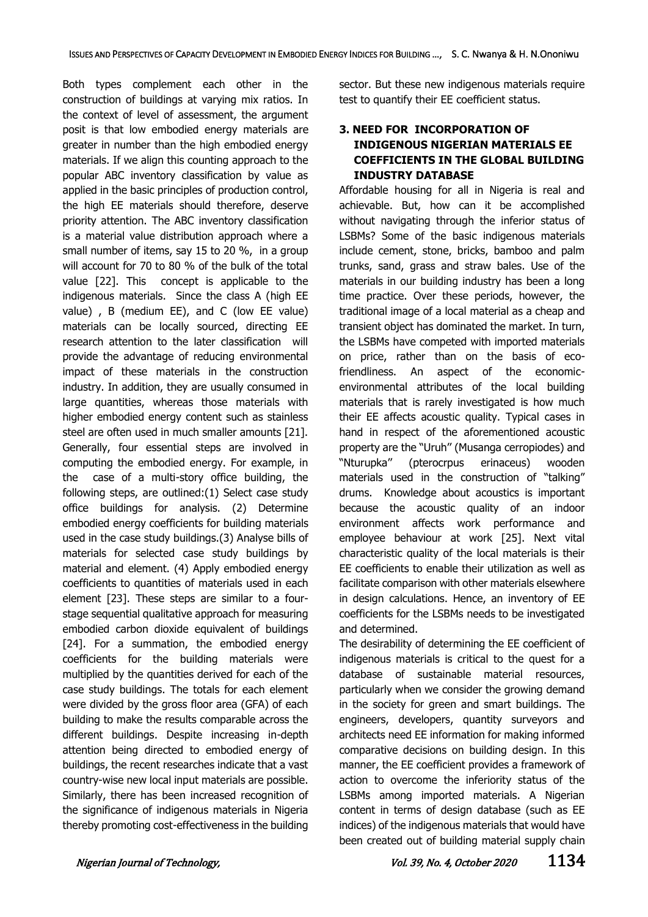Both types complement each other in the construction of buildings at varying mix ratios. In the context of level of assessment, the argument posit is that low embodied energy materials are greater in number than the high embodied energy materials. If we align this counting approach to the popular ABC inventory classification by value as applied in the basic principles of production control, the high EE materials should therefore, deserve priority attention. The ABC inventory classification is a material value distribution approach where a small number of items, say 15 to 20 %, in a group will account for 70 to 80 % of the bulk of the total value [22]. This concept is applicable to the indigenous materials. Since the class A (high EE value) , B (medium EE), and C (low EE value) materials can be locally sourced, directing EE research attention to the later classification will provide the advantage of reducing environmental impact of these materials in the construction industry. In addition, they are usually consumed in large quantities, whereas those materials with higher embodied energy content such as stainless steel are often used in much smaller amounts [21]. Generally, four essential steps are involved in computing the embodied energy. For example, in the case of a multi-story office building, the following steps, are outlined:(1) Select case study office buildings for analysis. (2) Determine embodied energy coefficients for building materials used in the case study buildings.(3) Analyse bills of materials for selected case study buildings by material and element. (4) Apply embodied energy coefficients to quantities of materials used in each element [23]. These steps are similar to a four-stage sequential qualitative approach for measuring embodied carbon dioxide equivalent of buildings [24]. For a summation, the embodied energy coefficients for the building materials were multiplied by the quantities derived for each of the case study buildings. The totals for each element were divided by the gross floor area (GFA) of each building to make the results comparable across the different buildings. Despite increasing in-depth attention being directed to embodied energy of buildings, the recent researches indicate that a vast country-wise new local input materials are possible. Similarly, there has been increased recognition of the significance of indigenous materials in Nigeria thereby promoting cost-effectiveness in the building sector. But these new indigenous materials require test to quantify their EE coefficient status.

## 3. NEED FOR INCORPORATION OF INDIGENOUS NIGERIAN MATERIALS EE COEFFICIENTS IN THE GLOBAL BUILDING INDUSTRY DATABASE

Affordable housing for all in Nigeria is real and achievable. But, how can it be accomplished without navigating through the inferior status of LSBMs? Some of the basic indigenous materials include cement, stone, bricks, bamboo and palm trunks, sand, grass and straw bales. Use of the materials in our building industry has been a long time practice. Over these periods, however, the traditional image of a local material as a cheap and transient object has dominated the market. In turn, the LSBMs have competed with imported materials on price, rather than on the basis of eco-friendliness. An aspect of the economic-environmental attributes of the local building materials that is rarely investigated is how much their EE affects acoustic quality. Typical cases in hand in respect of the aforementioned acoustic property are the "Uruh" (Musanga cerropiodes) and "Nturupka" (pterocrpus erinaceus) wooden materials used in the construction of "talking" drums. Knowledge about acoustics is important because the acoustic quality of an indoor environment affects work performance and employee behaviour at work [25]. Next vital characteristic quality of the local materials is their EE coefficients to enable their utilization as well as facilitate comparison with other materials elsewhere in design calculations. Hence, an inventory of EE coefficients for the LSBMs needs to be investigated and determined.

The desirability of determining the EE coefficient of indigenous materials is critical to the quest for a database of sustainable material resources, particularly when we consider the growing demand in the society for green and smart buildings. The engineers, developers, quantity surveyors and architects need EE information for making informed comparative decisions on building design. In this manner, the EE coefficient provides a framework of action to overcome the inferiority status of the LSBMs among imported materials. A Nigerian content in terms of design database (such as EE indices) of the indigenous materials that would have been created out of building material supply chain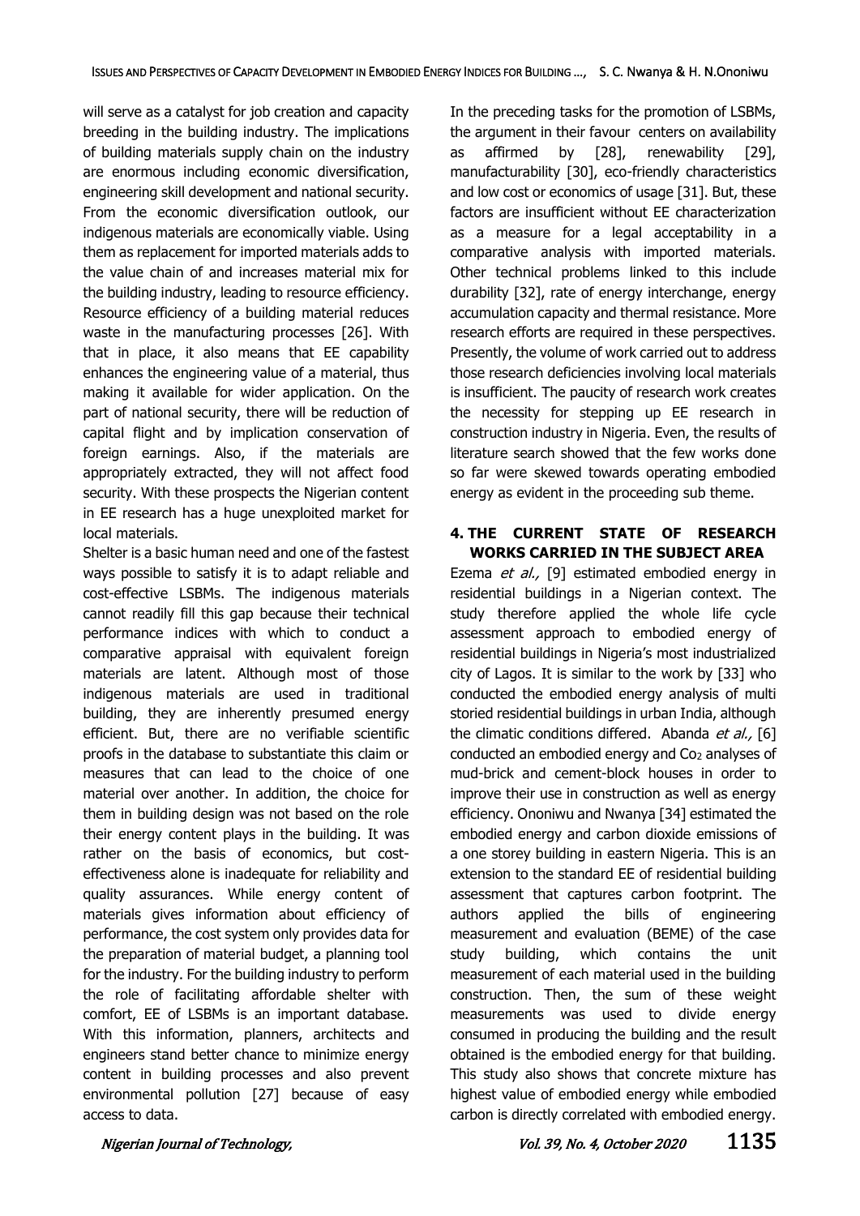will serve as a catalyst for job creation and capacity breeding in the building industry. The implications of building materials supply chain on the industry are enormous including economic diversification, engineering skill development and national security. From the economic diversification outlook, our indigenous materials are economically viable. Using them as replacement for imported materials adds to the value chain of and increases material mix for the building industry, leading to resource efficiency. Resource efficiency of a building material reduces waste in the manufacturing processes [26]. With that in place, it also means that EE capability enhances the engineering value of a material, thus making it available for wider application. On the part of national security, there will be reduction of capital flight and by implication conservation of foreign earnings. Also, if the materials are appropriately extracted, they will not affect food security. With these prospects the Nigerian content in EE research has a huge unexploited market for local materials.

Shelter is a basic human need and one of the fastest ways possible to satisfy it is to adapt reliable and cost-effective LSBMs. The indigenous materials cannot readily fill this gap because their technical performance indices with which to conduct a comparative appraisal with equivalent foreign materials are latent. Although most of those indigenous materials are used in traditional building, they are inherently presumed energy efficient. But, there are no verifiable scientific proofs in the database to substantiate this claim or measures that can lead to the choice of one material over another. In addition, the choice for them in building design was not based on the role their energy content plays in the building. It was rather on the basis of economics, but cost-effectiveness alone is inadequate for reliability and quality assurances. While energy content of materials gives information about efficiency of performance, the cost system only provides data for the preparation of material budget, a planning tool for the industry. For the building industry to perform the role of facilitating affordable shelter with comfort, EE of LSBMs is an important database. With this information, planners, architects and engineers stand better chance to minimize energy content in building processes and also prevent environmental pollution [27] because of easy access to data.

In the preceding tasks for the promotion of LSBMs, the argument in their favour centers on availability as affirmed by [28], renewability [29], manufacturability [30], eco-friendly characteristics and low cost or economics of usage [31]. But, these factors are insufficient without EE characterization as a measure for a legal acceptability in a comparative analysis with imported materials. Other technical problems linked to this include durability [32], rate of energy interchange, energy accumulation capacity and thermal resistance. More research efforts are required in these perspectives. Presently, the volume of work carried out to address those research deficiencies involving local materials is insufficient. The paucity of research work creates the necessity for stepping up EE research in construction industry in Nigeria. Even, the results of literature search showed that the few works done so far were skewed towards operating embodied energy as evident in the proceeding sub theme.

## 4. THE CURRENT STATE OF RESEARCH WORKS CARRIED IN THE SUBJECT AREA

Ezema *et al.,* [9] estimated embodied energy in residential buildings in a Nigerian context. The study therefore applied the whole life cycle assessment approach to embodied energy of residential buildings in Nigeria's most industrialized city of Lagos. It is similar to the work by [33] who conducted the embodied energy analysis of multi storied residential buildings in urban India, although the climatic conditions differed. Abanda *et al.,* [6] conducted an embodied energy and $Co_2$ analyses of mud-brick and cement-block houses in order to improve their use in construction as well as energy efficiency. Ononiwu and Nwanya [34] estimated the embodied energy and carbon dioxide emissions of a one storey building in eastern Nigeria. This is an extension to the standard EE of residential building assessment that captures carbon footprint. The authors applied the bills of engineering measurement and evaluation (BEME) of the case study building, which contains the unit measurement of each material used in the building construction. Then, the sum of these weight measurements was used to divide energy consumed in producing the building and the result obtained is the embodied energy for that building. This study also shows that concrete mixture has highest value of embodied energy while embodied carbon is directly correlated with embodied energy.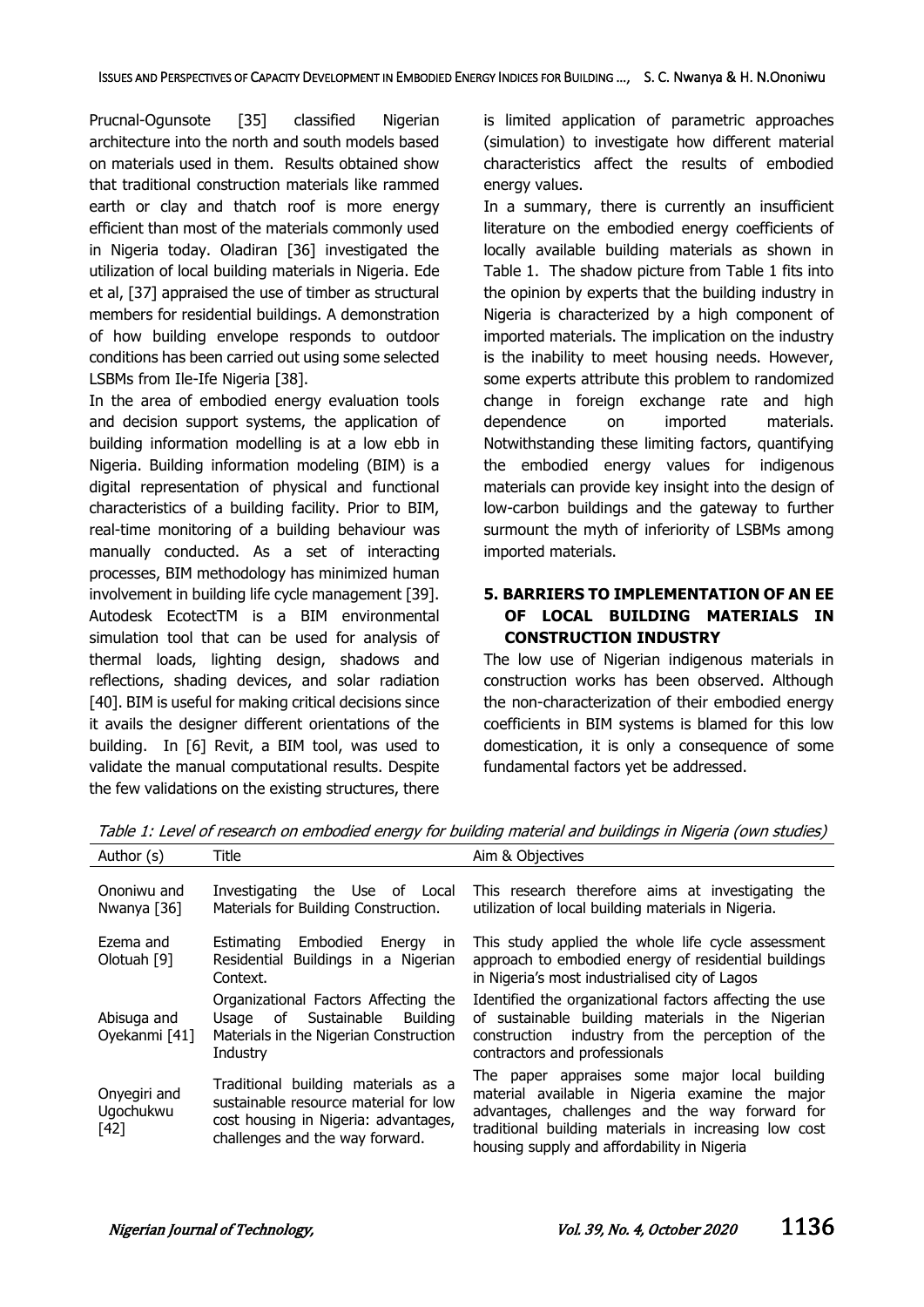Prucnal-Ogunsote [35] classified Nigerian architecture into the north and south models based on materials used in them. Results obtained show that traditional construction materials like rammed earth or clay and thatch roof is more energy efficient than most of the materials commonly used in Nigeria today. Oladiran [36] investigated the utilization of local building materials in Nigeria. Ede et al, [37] appraised the use of timber as structural members for residential buildings. A demonstration of how building envelope responds to outdoor conditions has been carried out using some selected LSBMs from Ile-Ife Nigeria [38].

In the area of embodied energy evaluation tools and decision support systems, the application of building information modelling is at a low ebb in Nigeria. Building information modeling (BIM) is a digital representation of physical and functional characteristics of a building facility. Prior to BIM, real-time monitoring of a building behaviour was manually conducted. As a set of interacting processes, BIM methodology has minimized human involvement in building life cycle management [39]. Autodesk EcotectTM is a BIM environmental simulation tool that can be used for analysis of thermal loads, lighting design, shadows and reflections, shading devices, and solar radiation [40]. BIM is useful for making critical decisions since it avails the designer different orientations of the building. In [6] Revit, a BIM tool, was used to validate the manual computational results. Despite the few validations on the existing structures, there is limited application of parametric approaches (simulation) to investigate how different material characteristics affect the results of embodied energy values.

In a summary, there is currently an insufficient literature on the embodied energy coefficients of locally available building materials as shown in Table 1. The shadow picture from Table 1 fits into the opinion by experts that the building industry in Nigeria is characterized by a high component of imported materials. The implication on the industry is the inability to meet housing needs. However, some experts attribute this problem to randomized change in foreign exchange rate and high dependence on imported materials. Notwithstanding these limiting factors, quantifying the embodied energy values for indigenous materials can provide key insight into the design of low-carbon buildings and the gateway to further surmount the myth of inferiority of LSBMs among imported materials.

## 5. BARRIERS TO IMPLEMENTATION OF AN EE OF LOCAL BUILDING MATERIALS IN CONSTRUCTION INDUSTRY

The low use of Nigerian indigenous materials in construction works has been observed. Although the non-characterization of their embodied energy coefficients in BIM systems is blamed for this low domestication, it is only a consequence of some fundamental factors yet be addressed.

*Table 1: Level of research on embodied energy for building material and buildings in Nigeria (own studies)*

| Author (s) | Title | Aim & Objectives |
|---|---|---|
| Ononiwu and Nwanya [36] | Investigating the Use of Local Materials for Building Construction. | This research therefore aims at investigating the utilization of local building materials in Nigeria. |
| Ezema and Olotuah [9] | Estimating Embodied Energy in Residential Buildings in a Nigerian Context. | This study applied the whole life cycle assessment approach to embodied energy of residential buildings in Nigeria's most industrialised city of Lagos |
| Abisuga and Oyekanmi [41] | Organizational Factors Affecting the Usage of Sustainable Building Materials in the Nigerian Construction Industry | Identified the organizational factors affecting the use of sustainable building materials in the Nigerian construction industry from the perception of the contractors and professionals |
| Onyegiri and Ugochukwu [42] | Traditional building materials as a sustainable resource material for low cost housing in Nigeria: advantages, challenges and the way forward. | The paper appraises some major local building material available in Nigeria examine the major advantages, challenges and the way forward for traditional building materials in increasing low cost housing supply and affordability in Nigeria |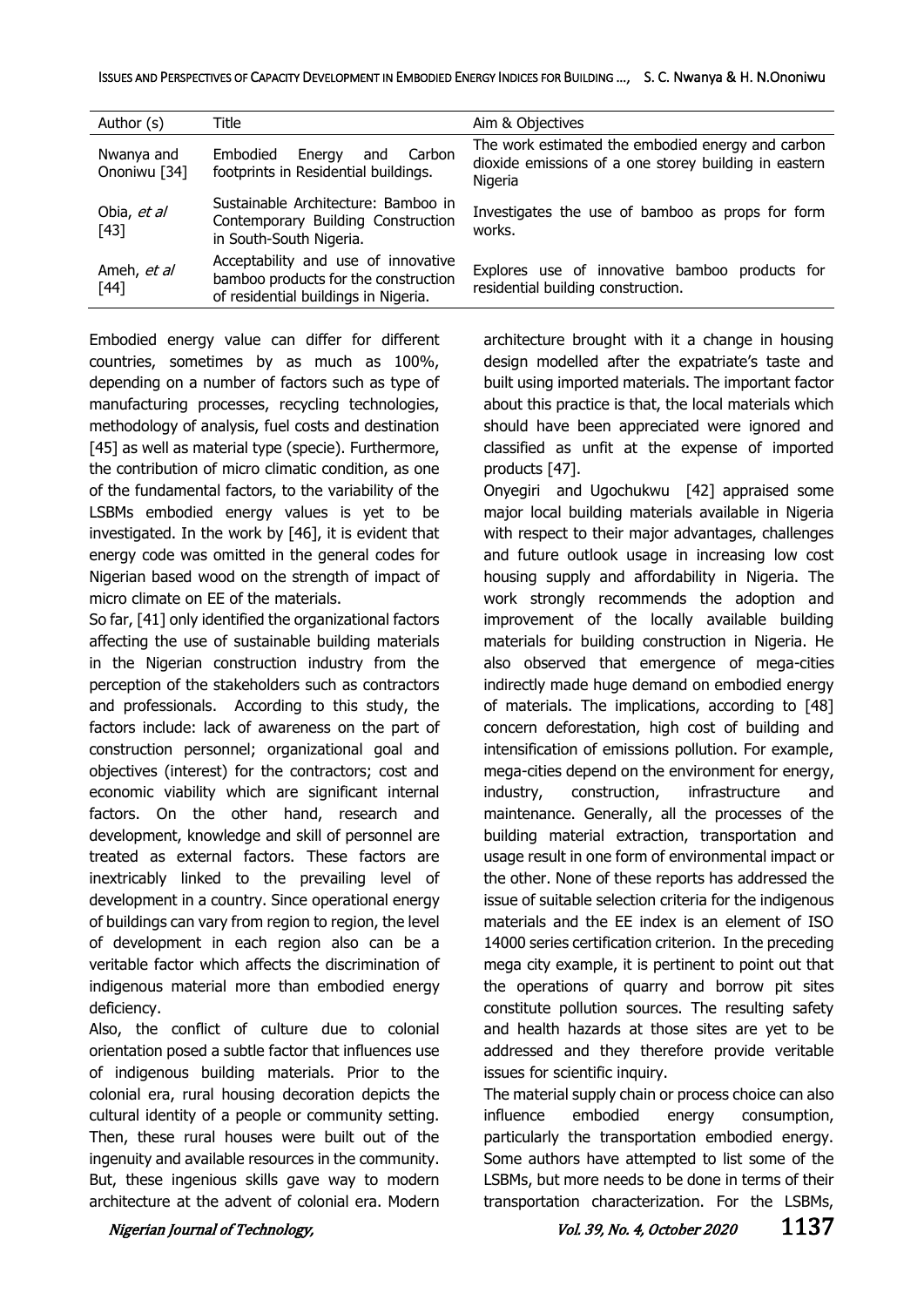| Author (s) | Title | Aim & Objectives |
| --- | --- | --- |
| Nwanya and Ononiwu [34] | Embodied Energy and Carbon footprints in Residential buildings. | The work estimated the embodied energy and carbon dioxide emissions of a one storey building in eastern Nigeria |
| Obia, *et al* [43] | Sustainable Architecture: Bamboo in Contemporary Building Construction in South-South Nigeria. | Investigates the use of bamboo as props for form works. |
| Ameh, *et al* [44] | Acceptability and use of innovative bamboo products for the construction of residential buildings in Nigeria. | Explores use of innovative bamboo products for residential building construction. |

Embodied energy value can differ for different countries, sometimes by as much as 100%, depending on a number of factors such as type of manufacturing processes, recycling technologies, methodology of analysis, fuel costs and destination [45] as well as material type (specie). Furthermore, the contribution of micro climatic condition, as one of the fundamental factors, to the variability of the LSBMs embodied energy values is yet to be investigated. In the work by [46], it is evident that energy code was omitted in the general codes for Nigerian based wood on the strength of impact of micro climate on EE of the materials.

So far, [41] only identified the organizational factors affecting the use of sustainable building materials in the Nigerian construction industry from the perception of the stakeholders such as contractors and professionals. According to this study, the factors include: lack of awareness on the part of construction personnel; organizational goal and objectives (interest) for the contractors; cost and economic viability which are significant internal factors. On the other hand, research and development, knowledge and skill of personnel are treated as external factors. These factors are inextricably linked to the prevailing level of development in a country. Since operational energy of buildings can vary from region to region, the level of development in each region also can be a veritable factor which affects the discrimination of indigenous material more than embodied energy deficiency.

Also, the conflict of culture due to colonial orientation posed a subtle factor that influences use of indigenous building materials. Prior to the colonial era, rural housing decoration depicts the cultural identity of a people or community setting. Then, these rural houses were built out of the ingenuity and available resources in the community. But, these ingenious skills gave way to modern architecture at the advent of colonial era. Modern architecture brought with it a change in housing design modelled after the expatriate's taste and built using imported materials. The important factor about this practice is that, the local materials which should have been appreciated were ignored and classified as unfit at the expense of imported products [47].

Onyegiri and Ugochukwu [42] appraised some major local building materials available in Nigeria with respect to their major advantages, challenges and future outlook usage in increasing low cost housing supply and affordability in Nigeria. The work strongly recommends the adoption and improvement of the locally available building materials for building construction in Nigeria. He also observed that emergence of mega-cities indirectly made huge demand on embodied energy of materials. The implications, according to [48] concern deforestation, high cost of building and intensification of emissions pollution. For example, mega-cities depend on the environment for energy, industry, construction, infrastructure and maintenance. Generally, all the processes of the building material extraction, transportation and usage result in one form of environmental impact or the other. None of these reports has addressed the issue of suitable selection criteria for the indigenous materials and the EE index is an element of ISO 14000 series certification criterion. In the preceding mega city example, it is pertinent to point out that the operations of quarry and borrow pit sites constitute pollution sources. The resulting safety and health hazards at those sites are yet to be addressed and they therefore provide veritable issues for scientific inquiry.

The material supply chain or process choice can also influence embodied energy consumption, particularly the transportation embodied energy. Some authors have attempted to list some of the LSBMs, but more needs to be done in terms of their transportation characterization. For the LSBMs,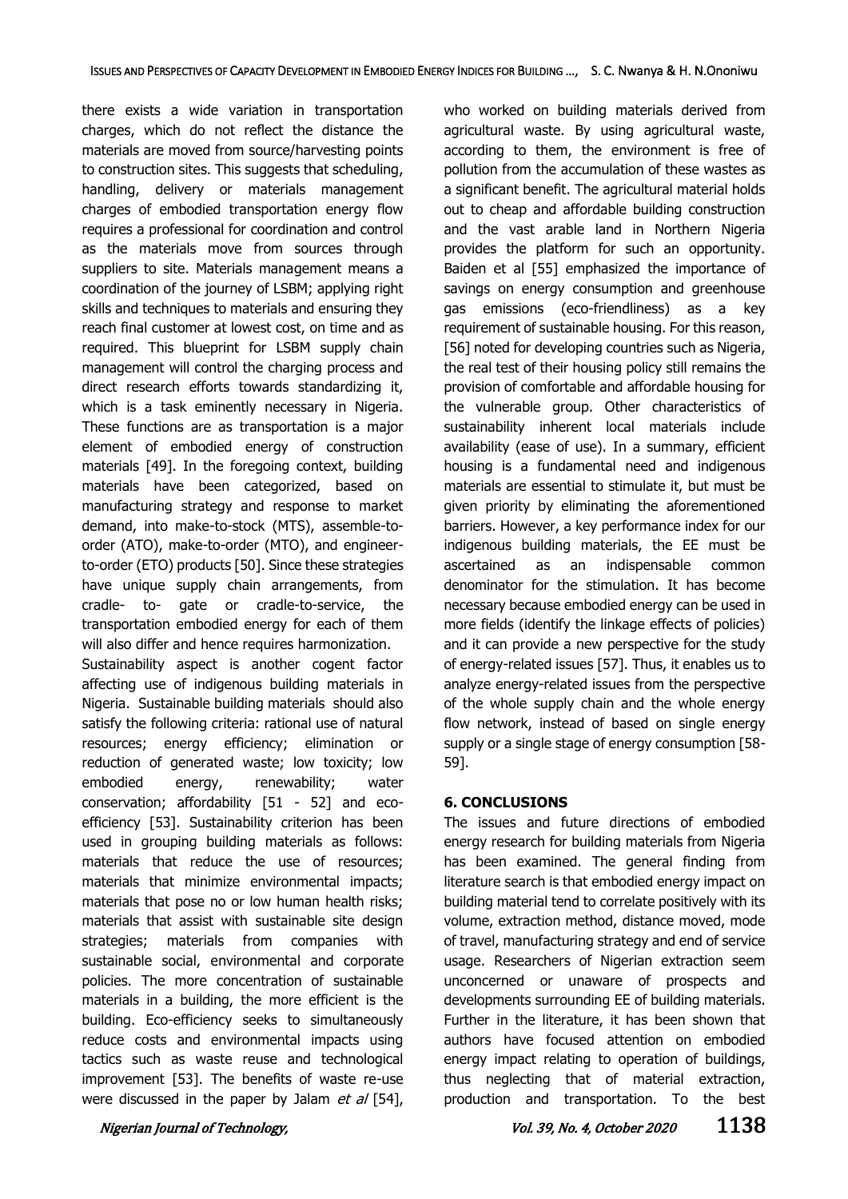there exists a wide variation in transportation charges, which do not reflect the distance the materials are moved from source/harvesting points to construction sites. This suggests that scheduling, handling, delivery or materials management charges of embodied transportation energy flow requires a professional for coordination and control as the materials move from sources through suppliers to site. Materials management means a coordination of the journey of LSBM; applying right skills and techniques to materials and ensuring they reach final customer at lowest cost, on time and as required. This blueprint for LSBM supply chain management will control the charging process and direct research efforts towards standardizing it, which is a task eminently necessary in Nigeria. These functions are as transportation is a major element of embodied energy of construction materials [49]. In the foregoing context, building materials have been categorized, based on manufacturing strategy and response to market demand, into make-to-stock (MTS), assemble-to-order (ATO), make-to-order (MTO), and engineer-to-order (ETO) products [50]. Since these strategies have unique supply chain arrangements, from cradle- to- gate or cradle-to-service, the transportation embodied energy for each of them will also differ and hence requires harmonization.

Sustainability aspect is another cogent factor affecting use of indigenous building materials in Nigeria. Sustainable building materials should also satisfy the following criteria: rational use of natural resources; energy efficiency; elimination or reduction of generated waste; low toxicity; low embodied energy, renewability; water conservation; affordability [51 - 52] and eco-efficiency [53]. Sustainability criterion has been used in grouping building materials as follows: materials that reduce the use of resources; materials that minimize environmental impacts; materials that pose no or low human health risks; materials that assist with sustainable site design strategies; materials from companies with sustainable social, environmental and corporate policies. The more concentration of sustainable materials in a building, the more efficient is the building. Eco-efficiency seeks to simultaneously reduce costs and environmental impacts using tactics such as waste reuse and technological improvement [53]. The benefits of waste re-use were discussed in the paper by Jalam *et al* [54], who worked on building materials derived from agricultural waste. By using agricultural waste, according to them, the environment is free of pollution from the accumulation of these wastes as a significant benefit. The agricultural material holds out to cheap and affordable building construction and the vast arable land in Northern Nigeria provides the platform for such an opportunity. Baiden et al [55] emphasized the importance of savings on energy consumption and greenhouse gas emissions (eco-friendliness) as a key requirement of sustainable housing. For this reason, [56] noted for developing countries such as Nigeria, the real test of their housing policy still remains the provision of comfortable and affordable housing for the vulnerable group. Other characteristics of sustainability inherent local materials include availability (ease of use). In a summary, efficient housing is a fundamental need and indigenous materials are essential to stimulate it, but must be given priority by eliminating the aforementioned barriers. However, a key performance index for our indigenous building materials, the EE must be ascertained as an indispensable common denominator for the stimulation. It has become necessary because embodied energy can be used in more fields (identify the linkage effects of policies) and it can provide a new perspective for the study of energy-related issues [57]. Thus, it enables us to analyze energy-related issues from the perspective of the whole supply chain and the whole energy flow network, instead of based on single energy supply or a single stage of energy consumption [58-59].

## 6. CONCLUSIONS

The issues and future directions of embodied energy research for building materials from Nigeria has been examined. The general finding from literature search is that embodied energy impact on building material tend to correlate positively with its volume, extraction method, distance moved, mode of travel, manufacturing strategy and end of service usage. Researchers of Nigerian extraction seem unconcerned or unaware of prospects and developments surrounding EE of building materials. Further in the literature, it has been shown that authors have focused attention on embodied energy impact relating to operation of buildings, thus neglecting that of material extraction, production and transportation. To the best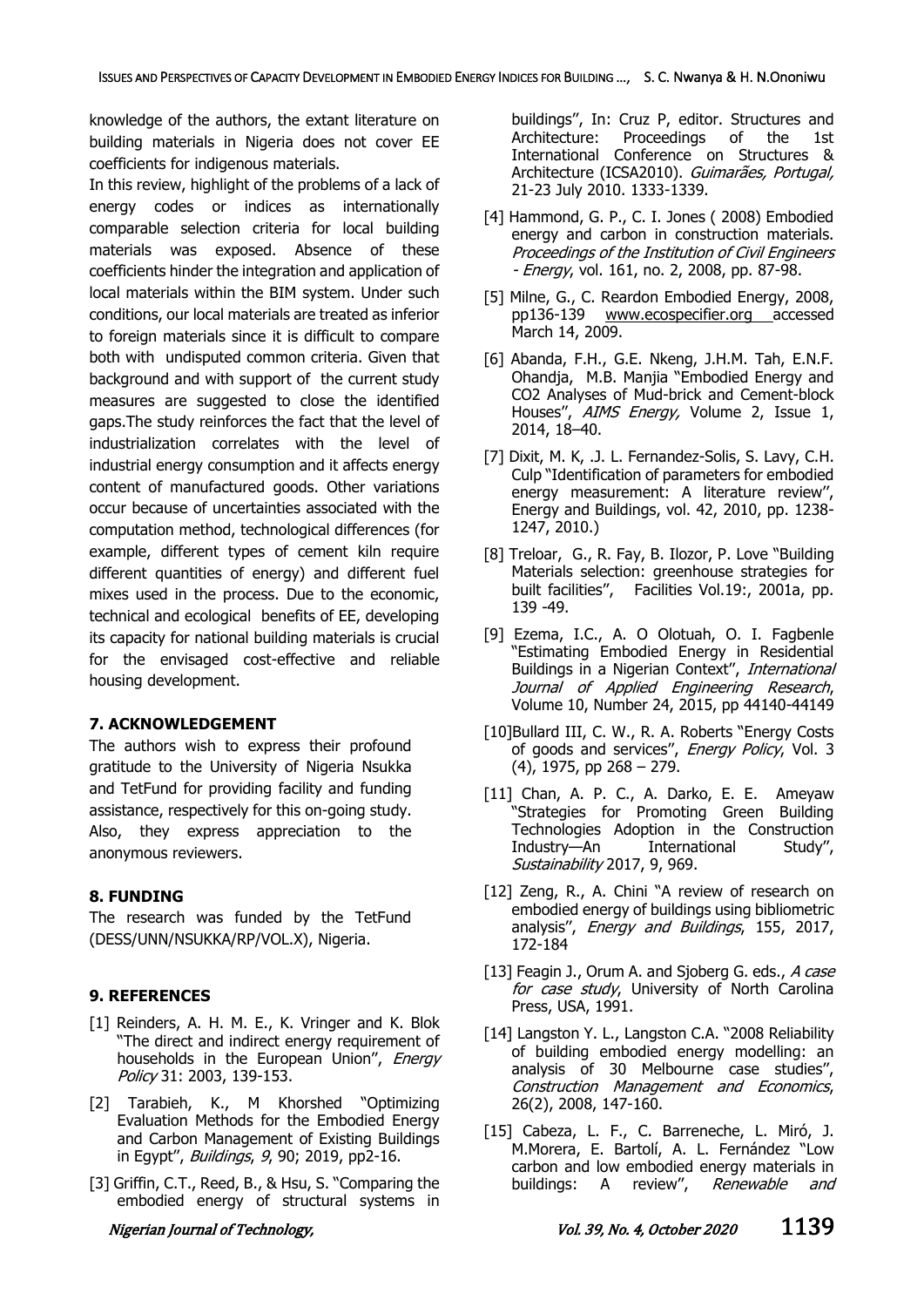knowledge of the authors, the extant literature on building materials in Nigeria does not cover EE coefficients for indigenous materials.

In this review, highlight of the problems of a lack of energy codes or indices as internationally comparable selection criteria for local building materials was exposed. Absence of these coefficients hinder the integration and application of local materials within the BIM system. Under such conditions, our local materials are treated as inferior to foreign materials since it is difficult to compare both with undisputed common criteria. Given that background and with support of the current study measures are suggested to close the identified gaps.The study reinforces the fact that the level of industrialization correlates with the level of industrial energy consumption and it affects energy content of manufactured goods. Other variations occur because of uncertainties associated with the computation method, technological differences (for example, different types of cement kiln require different quantities of energy) and different fuel mixes used in the process. Due to the economic, technical and ecological benefits of EE, developing its capacity for national building materials is crucial for the envisaged cost-effective and reliable housing development.

## 7. ACKNOWLEDGEMENT

The authors wish to express their profound gratitude to the University of Nigeria Nsukka and TetFund for providing facility and funding assistance, respectively for this on-going study. Also, they express appreciation to the anonymous reviewers.

## 8. FUNDING

The research was funded by the TetFund (DESS/UNN/NSUKKA/RP/VOL.X), Nigeria.

## 9. REFERENCES

[1] Reinders, A. H. M. E., K. Vringer and K. Blok "The direct and indirect energy requirement of households in the European Union", *Energy Policy* 31: 2003, 139-153.

[2] Tarabieh, K., M Khorshed "Optimizing Evaluation Methods for the Embodied Energy and Carbon Management of Existing Buildings in Egypt", *Buildings*, *9*, 90; 2019, pp2-16.

[3] Griffin, C.T., Reed, B., & Hsu, S. "Comparing the embodied energy of structural systems in buildings", In: Cruz P, editor. Structures and Architecture: Proceedings of the 1st International Conference on Structures & Architecture (ICSA2010). *Guimarães, Portugal,* 21-23 July 2010. 1333-1339.

[4] Hammond, G. P., C. I. Jones ( 2008) Embodied energy and carbon in construction materials. *Proceedings of the Institution of Civil Engineers - Energy*, vol. 161, no. 2, 2008, pp. 87-98.

[5] Milne, G., C. Reardon Embodied Energy, 2008, pp136-139 www.ecospecifier.org accessed March 14, 2009.

[6] Abanda, F.H., G.E. Nkeng, J.H.M. Tah, E.N.F. Ohandja, M.B. Manjia "Embodied Energy and CO2 Analyses of Mud-brick and Cement-block Houses", *AIMS Energy,* Volume 2, Issue 1, 2014, 18–40.

[7] Dixit, M. K, .J. L. Fernandez-Solis, S. Lavy, C.H. Culp "Identification of parameters for embodied energy measurement: A literature review", Energy and Buildings, vol. 42, 2010, pp. 1238-1247, 2010.)

[8] Treloar, G., R. Fay, B. Ilozor, P. Love "Building Materials selection: greenhouse strategies for built facilities", Facilities Vol.19:, 2001a, pp. 139 -49.

[9] Ezema, I.C., A. O Olotuah, O. I. Fagbenle "Estimating Embodied Energy in Residential Buildings in a Nigerian Context", *International Journal of Applied Engineering Research*, Volume 10, Number 24, 2015, pp 44140-44149

[10] Bullard III, C. W., R. A. Roberts "Energy Costs of goods and services", *Energy Policy*, Vol. 3 (4), 1975, pp 268 – 279.

[11] Chan, A. P. C., A. Darko, E. E. Ameyaw "Strategies for Promoting Green Building Technologies Adoption in the Construction Industry—An International Study", *Sustainability* 2017, 9, 969.

[12] Zeng, R., A. Chini "A review of research on embodied energy of buildings using bibliometric analysis", *Energy and Buildings*, 155, 2017, 172-184

[13] Feagin J., Orum A. and Sjoberg G. eds., *A case for case study*, University of North Carolina Press, USA, 1991.

[14] Langston Y. L., Langston C.A. "2008 Reliability of building embodied energy modelling: an analysis of 30 Melbourne case studies", *Construction Management and Economics*, 26(2), 2008, 147-160.

[15] Cabeza, L. F., C. Barreneche, L. Miró, J. M.Morera, E. Bartolí, A. L. Fernández "Low carbon and low embodied energy materials in buildings: A review", *Renewable and*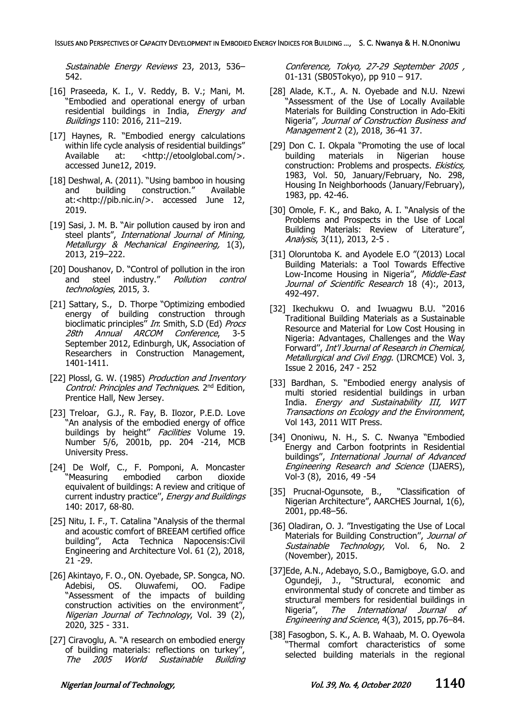*Sustainable Energy Reviews* 23, 2013, 536–542.

[16] Praseeda, K. I., V. Reddy, B. V.; Mani, M. "Embodied and operational energy of urban residential buildings in India, *Energy and Buildings* 110: 2016, 211–219.

[17] Haynes, R. "Embodied energy calculations within life cycle analysis of residential buildings" Available at: <http://etoolglobal.com/>. accessed June12, 2019.

[18] Deshwal, A. (2011). "Using bamboo in housing and building construction." Available at:<http://pib.nic.in/>. accessed June 12, 2019.

[19] Sasi, J. M. B. "Air pollution caused by iron and steel plants", *International Journal of Mining, Metallurgy & Mechanical Engineering,* 1(3), 2013, 219–222.

[20] Doushanov, D. "Control of pollution in the iron and steel industry." *Pollution control technologies*, 2015, 3.

[21] Sattary, S., D. Thorpe "Optimizing embodied energy of building construction through bioclimatic principles" *In*: Smith, S.D (Ed) *Procs 28th Annual ARCOM Conference*, 3-5 September 2012, Edinburgh, UK, Association of Researchers in Construction Management, 1401-1411.

[22] Plossl, G. W. (1985) *Production and Inventory Control: Principles and Techniques*. 2nd Edition, Prentice Hall, New Jersey.

[23] Treloar, G.J., R. Fay, B. Ilozor, P.E.D. Love "An analysis of the embodied energy of office buildings by height" *Facilities* Volume 19. Number 5/6, 2001b, pp. 204 -214, MCB University Press.

[24] De Wolf, C., F. Pomponi, A. Moncaster "Measuring embodied carbon dioxide equivalent of buildings: A review and critique of current industry practice'', *Energy and Buildings* 140: 2017, 68-80.

[25] Nitu, I. F., T. Catalina "Analysis of the thermal and acoustic comfort of BREEAM certified office building", Acta Technica Napocensis:Civil Engineering and Architecture Vol. 61 (2), 2018, 21 -29.

[26] Akintayo, F. O., ON. Oyebade, SP. Songca, NO. Adebisi, OS. Oluwafemi, OO. Fadipe "Assessment of the impacts of building construction activities on the environment", *Nigerian Journal of Technology*, Vol. 39 (2), 2020, 325 - 331.

[27] Ciravoglu, A. "A research on embodied energy of building materials: reflections on turkey", *The 2005 World Sustainable Building Conference, Tokyo, 27-29 September 2005 ,* 01-131 (SB05Tokyo), pp 910 – 917.

[28] Alade, K.T., A. N. Oyebade and N.U. Nzewi "Assessment of the Use of Locally Available Materials for Building Construction in Ado-Ekiti Nigeria", *Journal of Construction Business and Management* 2 (2), 2018, 36-41 37.

[29] Don C. I. Okpala "Promoting the use of local building materials in Nigerian house construction: Problems and prospects. *Ekistics,* 1983, Vol. 50, January/February, No. 298, Housing In Neighborhoods (January/February), 1983, pp. 42-46.

[30] Omole, F. K., and Bako, A. I. "Analysis of the Problems and Prospects in the Use of Local Building Materials: Review of Literature", *Analysis*, 3(11), 2013, 2-5 .

[31] Oloruntoba K. and Ayodele E.O "(2013) Local Building Materials: a Tool Towards Effective Low-Income Housing in Nigeria'', *Middle-East Journal of Scientific Research* 18 (4):, 2013, 492-497.

[32] Ikechukwu O. and Iwuagwu B.U. "2016 Traditional Building Materials as a Sustainable Resource and Material for Low Cost Housing in Nigeria: Advantages, Challenges and the Way Forward'', *Int'l Journal of Research in Chemical, Metallurgical and Civil Engg.* (IJRCMCE) Vol. 3, Issue 2 2016, 247 - 252

[33] Bardhan, S. "Embodied energy analysis of multi storied residential buildings in urban India. *Energy and Sustainability III, WIT Transactions on Ecology and the Environment*, Vol 143, 2011 WIT Press.

[34] Ononiwu, N. H., S. C. Nwanya "Embodied Energy and Carbon footprints in Residential buildings'', *International Journal of Advanced Engineering Research and Science* (IJAERS), Vol-3 (8), 2016, 49 -54

[35] Prucnal-Ogunsote, B., "Classification of Nigerian Architecture", AARCHES Journal, 1(6), 2001, pp.48–56.

[36] Oladiran, O. J. "Investigating the Use of Local Materials for Building Construction'', *Journal of Sustainable Technology*, Vol. 6, No. 2 (November), 2015.

[37]Ede, A.N., Adebayo, S.O., Bamigboye, G.O. and Ogundeji, J., "Structural, economic and environmental study of concrete and timber as structural members for residential buildings in Nigeria", *The International Journal of Engineering and Science*, 4(3), 2015, pp.76–84.

[38] Fasogbon, S. K., A. B. Wahaab, M. O. Oyewola "Thermal comfort characteristics of some selected building materials in the regional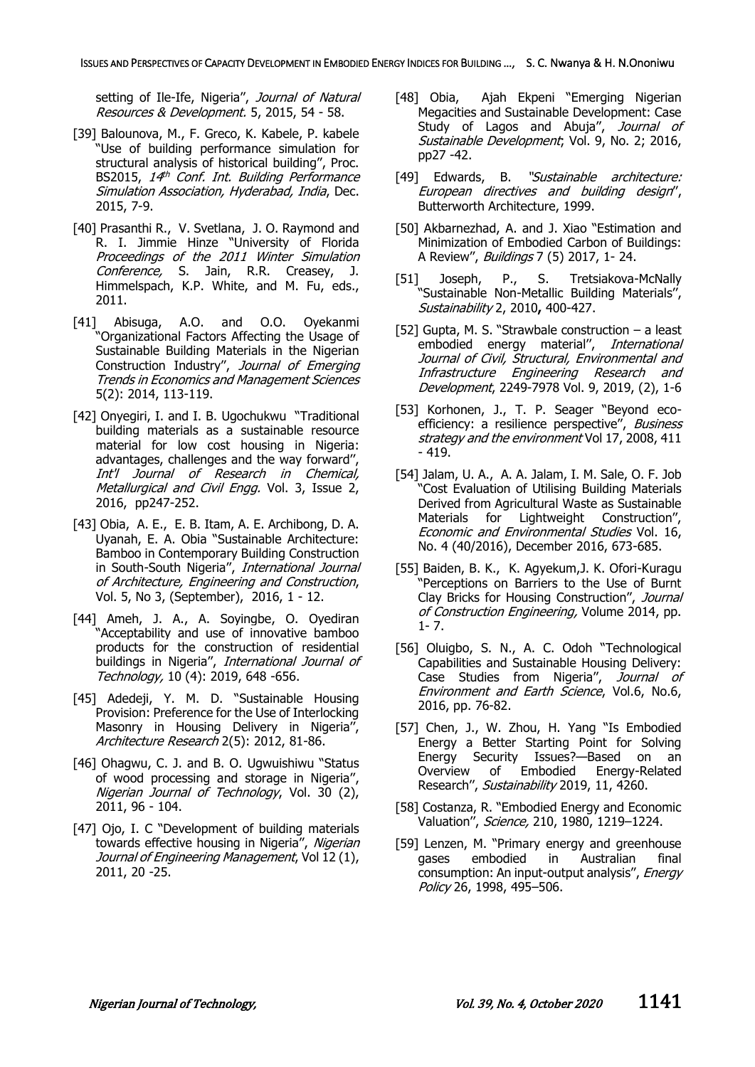setting of Ile-Ife, Nigeria", *Journal of Natural Resources & Development*. 5, 2015, 54 - 58.

[39] Balounova, M., F. Greco, K. Kabele, P. kabele "Use of building performance simulation for structural analysis of historical building", Proc. BS2015, *14th Conf. Int. Building Performance Simulation Association, Hyderabad, India*, Dec. 2015, 7-9.

[40] Prasanthi R., V. Svetlana, J. O. Raymond and R. I. Jimmie Hinze "University of Florida *Proceedings of the 2011 Winter Simulation Conference,* S. Jain, R.R. Creasey, J. Himmelspach, K.P. White, and M. Fu, eds., 2011.

[41] Abisuga, A.O. and O.O. Oyekanmi "Organizational Factors Affecting the Usage of Sustainable Building Materials in the Nigerian Construction Industry", *Journal of Emerging Trends in Economics and Management Sciences* 5(2): 2014, 113-119.

[42] Onyegiri, I. and I. B. Ugochukwu "Traditional building materials as a sustainable resource material for low cost housing in Nigeria: advantages, challenges and the way forward", *Int'l Journal of Research in Chemical, Metallurgical and Civil Engg.* Vol. 3, Issue 2, 2016, pp247-252.

[43] Obia, A. E., E. B. Itam, A. E. Archibong, D. A. Uyanah, E. A. Obia "Sustainable Architecture: Bamboo in Contemporary Building Construction in South-South Nigeria", *International Journal of Architecture, Engineering and Construction*, Vol. 5, No 3, (September), 2016, 1 - 12.

[44] Ameh, J. A., A. Soyingbe, O. Oyediran "Acceptability and use of innovative bamboo products for the construction of residential buildings in Nigeria", *International Journal of Technology,* 10 (4): 2019, 648 -656.

[45] Adedeji, Y. M. D. "Sustainable Housing Provision: Preference for the Use of Interlocking Masonry in Housing Delivery in Nigeria", *Architecture Research* 2(5): 2012, 81-86.

[46] Ohagwu, C. J. and B. O. Ugwuishiwu "Status of wood processing and storage in Nigeria", *Nigerian Journal of Technology*, Vol. 30 (2), 2011, 96 - 104.

[47] Ojo, I. C "Development of building materials towards effective housing in Nigeria", *Nigerian Journal of Engineering Management*, Vol 12 (1), 2011, 20 -25.

[48] Obia, Ajah Ekpeni "Emerging Nigerian Megacities and Sustainable Development: Case Study of Lagos and Abuja", *Journal of Sustainable Development*; Vol. 9, No. 2; 2016, pp27 -42.

[49] Edwards, B. "*Sustainable architecture: European directives and building design*", Butterworth Architecture, 1999.

[50] Akbarnezhad, A. and J. Xiao "Estimation and Minimization of Embodied Carbon of Buildings: A Review", *Buildings* 7 (5) 2017, 1- 24.

[51] Joseph, P., S. Tretsiakova-McNally "Sustainable Non-Metallic Building Materials", *Sustainability* 2, 2010**,** 400-427.

[52] Gupta, M. S. "Strawbale construction – a least embodied energy material", *International Journal of Civil, Structural, Environmental and Infrastructure Engineering Research and Development*, 2249-7978 Vol. 9, 2019, (2), 1-6

[53] Korhonen, J., T. P. Seager "Beyond eco-efficiency: a resilience perspective", *Business strategy and the environment* Vol 17, 2008, 411 - 419.

[54] Jalam, U. A., A. A. Jalam, I. M. Sale, O. F. Job "Cost Evaluation of Utilising Building Materials Derived from Agricultural Waste as Sustainable Materials for Lightweight Construction", *Economic and Environmental Studies* Vol. 16, No. 4 (40/2016), December 2016, 673-685.

[55] Baiden, B. K., K. Agyekum,J. K. Ofori-Kuragu "Perceptions on Barriers to the Use of Burnt Clay Bricks for Housing Construction", *Journal of Construction Engineering,* Volume 2014, pp. 1- 7.

[56] Oluigbo, S. N., A. C. Odoh "Technological Capabilities and Sustainable Housing Delivery: Case Studies from Nigeria", *Journal of Environment and Earth Science*, Vol.6, No.6, 2016, pp. 76-82.

[57] Chen, J., W. Zhou, H. Yang "Is Embodied Energy a Better Starting Point for Solving Energy Security Issues?—Based on an Overview of Embodied Energy-Related Research", *Sustainability* 2019, 11, 4260.

[58] Costanza, R. "Embodied Energy and Economic Valuation", *Science,* 210, 1980, 1219–1224.

[59] Lenzen, M. "Primary energy and greenhouse gases embodied in Australian final consumption: An input-output analysis", *Energy Policy* 26, 1998, 495–506.